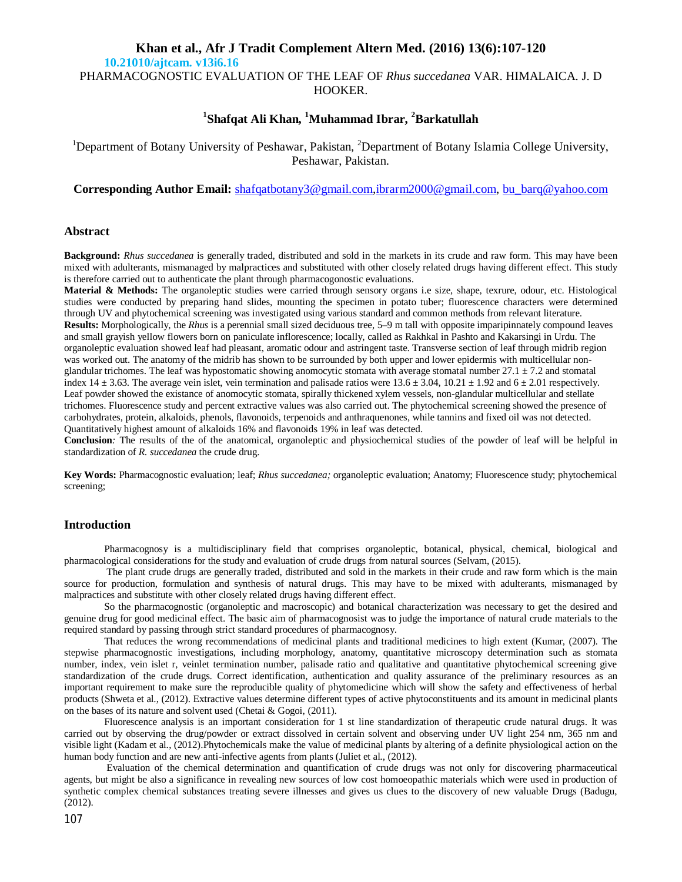10.21010/ajtcam. v13i6.16

# PHARMACOGNOSTIC EVALUATION OF THE LEAF OF *Rhus succedanea* VAR. HIMALAICA. J. D HOOKER.

**[1]Shafqat Ali Khan, [1]Muhammad Ibrar, [2]Barkatullah**

[1]Department of Botany University of Peshawar, Pakistan, [2]Department of Botany Islamia College University, Peshawar, Pakistan.

**Corresponding Author Email:** shafqatbotany3@gmail.com,ibrarm2000@gmail.com, bu_barq@yahoo.com

## Abstract

**Background:** *Rhus succedanea* is generally traded, distributed and sold in the markets in its crude and raw form. This may have been mixed with adulterants, mismanaged by malpractices and substituted with other closely related drugs having different effect. This study is therefore carried out to authenticate the plant through pharmacogonostic evaluations.

**Material & Methods:** The organoleptic studies were carried through sensory organs i.e size, shape, texrure, odour, etc. Histological studies were conducted by preparing hand slides, mounting the specimen in potato tuber; fluorescence characters were determined through UV and phytochemical screening was investigated using various standard and common methods from relevant literature.

**Results:** Morphologically, the *Rhus* is a perennial small sized deciduous tree, 5–9 m tall with opposite imparipinnately compound leaves and small grayish yellow flowers born on paniculate inflorescence; locally, called as Rakhkal in Pashto and Kakarsingi in Urdu. The organoleptic evaluation showed leaf had pleasant, aromatic odour and astringent taste. Transverse section of leaf through midrib region was worked out. The anatomy of the midrib has shown to be surrounded by both upper and lower epidermis with multicellular non-glandular trichomes. The leaf was hypostomatic showing anomocytic stomata with average stomatal number $27.1 \pm 7.2$ and stomatal index $14 \pm 3.63$. The average vein islet, vein termination and palisade ratios were $13.6 \pm 3.04$, $10.21 \pm 1.92$ and $6 \pm 2.01$ respectively. Leaf powder showed the existance of anomocytic stomata, spirally thickened xylem vessels, non-glandular multicellular and stellate trichomes. Fluorescence study and percent extractive values was also carried out. The phytochemical screening showed the presence of carbohydrates, protein, alkaloids, phenols, flavonoids, terpenoids and anthraquenones, while tannins and fixed oil was not detected. Quantitatively highest amount of alkaloids 16% and flavonoids 19% in leaf was detected.

**Conclusion***:* The results of the of the anatomical, organoleptic and physiochemical studies of the powder of leaf will be helpful in standardization of *R. succedanea* the crude drug.

**Key Words:** Pharmacognostic evaluation; leaf; *Rhus succedanea;* organoleptic evaluation; Anatomy; Fluorescence study; phytochemical screening;

## Introduction

Pharmacognosy is a multidisciplinary field that comprises organoleptic, botanical, physical, chemical, biological and pharmacological considerations for the study and evaluation of crude drugs from natural sources (Selvam, (2015).

The plant crude drugs are generally traded, distributed and sold in the markets in their crude and raw form which is the main source for production, formulation and synthesis of natural drugs. This may have to be mixed with adulterants, mismanaged by malpractices and substitute with other closely related drugs having different effect.

So the pharmacognostic (organoleptic and macroscopic) and botanical characterization was necessary to get the desired and genuine drug for good medicinal effect. The basic aim of pharmacognosist was to judge the importance of natural crude materials to the required standard by passing through strict standard procedures of pharmacognosy.

That reduces the wrong recommendations of medicinal plants and traditional medicines to high extent (Kumar, (2007). The stepwise pharmacognostic investigations, including morphology, anatomy, quantitative microscopy determination such as stomata number, index, vein islet r, veinlet termination number, palisade ratio and qualitative and quantitative phytochemical screening give standardization of the crude drugs. Correct identification, authentication and quality assurance of the preliminary resources as an important requirement to make sure the reproducible quality of phytomedicine which will show the safety and effectiveness of herbal products (Shweta et al., (2012). Extractive values determine different types of active phytoconstituents and its amount in medicinal plants on the bases of its nature and solvent used (Chetai & Gogoi, (2011).

Fluorescence analysis is an important consideration for 1 st line standardization of therapeutic crude natural drugs. It was carried out by observing the drug/powder or extract dissolved in certain solvent and observing under UV light 254 nm, 365 nm and visible light (Kadam et al., (2012).Phytochemicals make the value of medicinal plants by altering of a definite physiological action on the human body function and are new anti-infective agents from plants (Juliet et al., (2012).

Evaluation of the chemical determination and quantification of crude drugs was not only for discovering pharmaceutical agents, but might be also a significance in revealing new sources of low cost homoeopathic materials which were used in production of synthetic complex chemical substances treating severe illnesses and gives us clues to the discovery of new valuable Drugs (Badugu, (2012).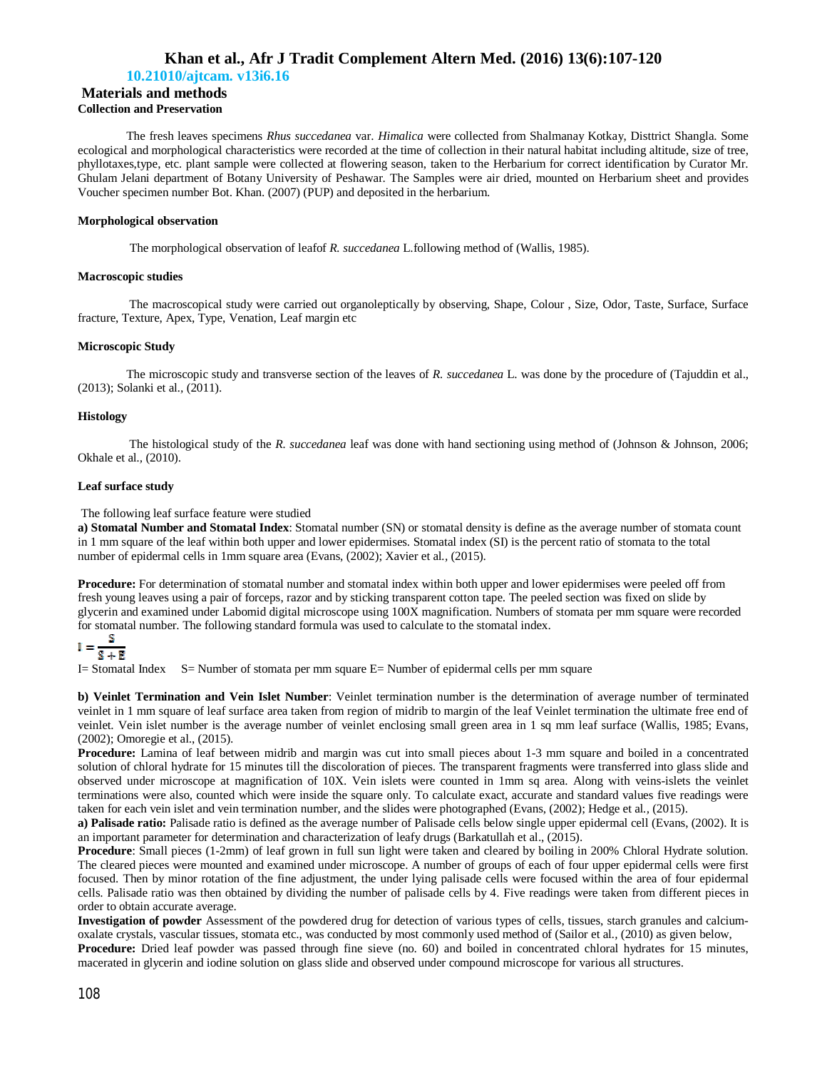## Materials and methods

### Collection and Preservation

The fresh leaves specimens *Rhus succedanea* var. *Himalica* were collected from Shalmanay Kotkay, Disttrict Shangla. Some ecological and morphological characteristics were recorded at the time of collection in their natural habitat including altitude, size of tree, phyllotaxes,type, etc. plant sample were collected at flowering season, taken to the Herbarium for correct identification by Curator Mr. Ghulam Jelani department of Botany University of Peshawar. The Samples were air dried, mounted on Herbarium sheet and provides Voucher specimen number Bot. Khan. (2007) (PUP) and deposited in the herbarium.

### Morphological observation

The morphological observation of leafof *R. succedanea* L.following method of (Wallis, 1985).

### Macroscopic studies

The macroscopical study were carried out organoleptically by observing, Shape, Colour , Size, Odor, Taste, Surface, Surface fracture, Texture, Apex, Type, Venation, Leaf margin etc

### Microscopic Study

The microscopic study and transverse section of the leaves of *R. succedanea* L. was done by the procedure of (Tajuddin et al., (2013); Solanki et al., (2011).

### Histology

The histological study of the *R. succedanea* leaf was done with hand sectioning using method of (Johnson & Johnson, 2006; Okhale et al., (2010).

### Leaf surface study

The following leaf surface feature were studied

**a) Stomatal Number and Stomatal Index**: Stomatal number (SN) or stomatal density is define as the average number of stomata count in 1 mm square of the leaf within both upper and lower epidermises. Stomatal index (SI) is the percent ratio of stomata to the total number of epidermal cells in 1mm square area (Evans, (2002); Xavier et al., (2015).

**Procedure:** For determination of stomatal number and stomatal index within both upper and lower epidermises were peeled off from fresh young leaves using a pair of forceps, razor and by sticking transparent cotton tape. The peeled section was fixed on slide by glycerin and examined under Labomid digital microscope using 100X magnification. Numbers of stomata per mm square were recorded for stomatal number. The following standard formula was used to calculate to the stomatal index.

$$I = \frac{S}{S + E}$$

I= Stomatal Index S= Number of stomata per mm square E= Number of epidermal cells per mm square

**b) Veinlet Termination and Vein Islet Number**: Veinlet termination number is the determination of average number of terminated veinlet in 1 mm square of leaf surface area taken from region of midrib to margin of the leaf Veinlet termination the ultimate free end of veinlet. Vein islet number is the average number of veinlet enclosing small green area in 1 sq mm leaf surface (Wallis, 1985; Evans, (2002); Omoregie et al., (2015).

**Procedure:** Lamina of leaf between midrib and margin was cut into small pieces about 1-3 mm square and boiled in a concentrated solution of chloral hydrate for 15 minutes till the discoloration of pieces. The transparent fragments were transferred into glass slide and observed under microscope at magnification of 10X. Vein islets were counted in 1mm sq area. Along with veins-islets the veinlet terminations were also, counted which were inside the square only. To calculate exact, accurate and standard values five readings were taken for each vein islet and vein termination number, and the slides were photographed (Evans, (2002); Hedge et al., (2015).

**a) Palisade ratio:** Palisade ratio is defined as the average number of Palisade cells below single upper epidermal cell (Evans, (2002). It is an important parameter for determination and characterization of leafy drugs (Barkatullah et al., (2015).

**Procedure**: Small pieces (1-2mm) of leaf grown in full sun light were taken and cleared by boiling in 200% Chloral Hydrate solution. The cleared pieces were mounted and examined under microscope. A number of groups of each of four upper epidermal cells were first focused. Then by minor rotation of the fine adjustment, the under lying palisade cells were focused within the area of four epidermal cells. Palisade ratio was then obtained by dividing the number of palisade cells by 4. Five readings were taken from different pieces in order to obtain accurate average.

**Investigation of powder** Assessment of the powdered drug for detection of various types of cells, tissues, starch granules and calcium-oxalate crystals, vascular tissues, stomata etc., was conducted by most commonly used method of (Sailor et al., (2010) as given below,

**Procedure:** Dried leaf powder was passed through fine sieve (no. 60) and boiled in concentrated chloral hydrates for 15 minutes, macerated in glycerin and iodine solution on glass slide and observed under compound microscope for various all structures.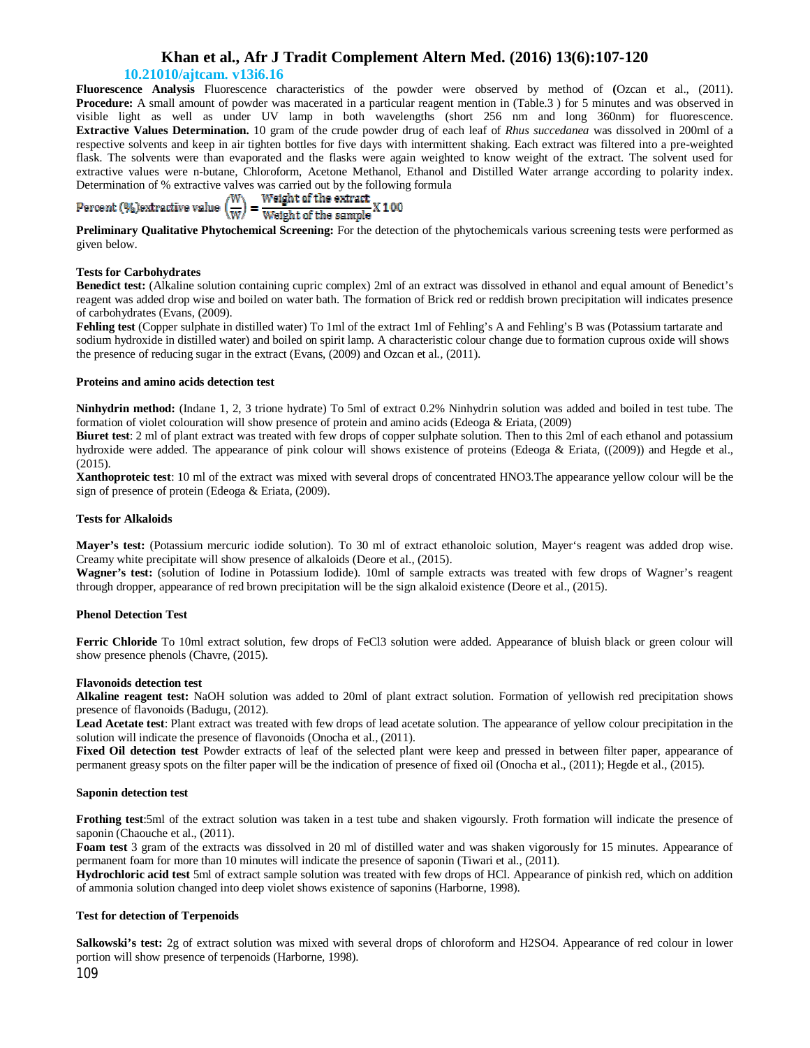**Fluorescence Analysis** Fluorescence characteristics of the powder were observed by method of **(**Ozcan et al., (2011). **Procedure:** A small amount of powder was macerated in a particular reagent mention in (Table.3 ) for 5 minutes and was observed in visible light as well as under UV lamp in both wavelengths (short 256 nm and long 360nm) for fluorescence. **Extractive Values Determination.** 10 gram of the crude powder drug of each leaf of *Rhus succedanea* was dissolved in 200ml of a respective solvents and keep in air tighten bottles for five days with intermittent shaking. Each extract was filtered into a pre-weighted flask. The solvents were than evaporated and the flasks were again weighted to know weight of the extract. The solvent used for extractive values were n-butane, Chloroform, Acetone Methanol, Ethanol and Distilled Water arrange according to polarity index. Determination of % extractive valves was carried out by the following formula

$$\text{Percent (\%)extractive value } \left(\frac{W}{W}\right) = \frac{\text{Weight of the extract}}{\text{Weight of the sample}} X\,100$$

**Preliminary Qualitative Phytochemical Screening:** For the detection of the phytochemicals various screening tests were performed as given below.

**Tests for Carbohydrates**

**Benedict test:** (Alkaline solution containing cupric complex) 2ml of an extract was dissolved in ethanol and equal amount of Benedict's reagent was added drop wise and boiled on water bath. The formation of Brick red or reddish brown precipitation will indicates presence of carbohydrates (Evans, (2009).

**Fehling test** (Copper sulphate in distilled water) To 1ml of the extract 1ml of Fehling's A and Fehling's B was (Potassium tartarate and sodium hydroxide in distilled water) and boiled on spirit lamp. A characteristic colour change due to formation cuprous oxide will shows the presence of reducing sugar in the extract (Evans, (2009) and Ozcan et al., (2011).

**Proteins and amino acids detection test**

**Ninhydrin method:** (Indane 1, 2, 3 trione hydrate) To 5ml of extract 0.2% Ninhydrin solution was added and boiled in test tube. The formation of violet colouration will show presence of protein and amino acids (Edeoga & Eriata, (2009)

**Biuret test**: 2 ml of plant extract was treated with few drops of copper sulphate solution. Then to this 2ml of each ethanol and potassium hydroxide were added. The appearance of pink colour will shows existence of proteins (Edeoga & Eriata, ((2009)) and Hegde et al., (2015).

**Xanthoproteic test**: 10 ml of the extract was mixed with several drops of concentrated $HNO_3$.The appearance yellow colour will be the sign of presence of protein (Edeoga & Eriata, (2009).

**Tests for Alkaloids**

**Mayer's test:** (Potassium mercuric iodide solution). To 30 ml of extract ethanoloic solution, Mayer's reagent was added drop wise. Creamy white precipitate will show presence of alkaloids (Deore et al., (2015).

**Wagner's test:** (solution of Iodine in Potassium Iodide). 10ml of sample extracts was treated with few drops of Wagner's reagent through dropper, appearance of red brown precipitation will be the sign alkaloid existence (Deore et al., (2015).

**Phenol Detection Test**

**Ferric Chloride** To 10ml extract solution, few drops of $FeCl_3$ solution were added. Appearance of bluish black or green colour will show presence phenols (Chavre, (2015).

**Flavonoids detection test**

**Alkaline reagent test:** NaOH solution was added to 20ml of plant extract solution. Formation of yellowish red precipitation shows presence of flavonoids (Badugu, (2012).

**Lead Acetate test**: Plant extract was treated with few drops of lead acetate solution. The appearance of yellow colour precipitation in the solution will indicate the presence of flavonoids (Onocha et al., (2011).

**Fixed Oil detection test** Powder extracts of leaf of the selected plant were keep and pressed in between filter paper, appearance of permanent greasy spots on the filter paper will be the indication of presence of fixed oil (Onocha et al., (2011); Hegde et al., (2015).

**Saponin detection test**

**Frothing test**:5ml of the extract solution was taken in a test tube and shaken vigoursly. Froth formation will indicate the presence of saponin (Chaouche et al., (2011).

**Foam test** 3 gram of the extracts was dissolved in 20 ml of distilled water and was shaken vigorously for 15 minutes. Appearance of permanent foam for more than 10 minutes will indicate the presence of saponin (Tiwari et al., (2011).

**Hydrochloric acid test** 5ml of extract sample solution was treated with few drops of HCl. Appearance of pinkish red, which on addition of ammonia solution changed into deep violet shows existence of saponins (Harborne, 1998).

**Test for detection of Terpenoids**

**Salkowski's test:** 2g of extract solution was mixed with several drops of chloroform and $H_2SO_4$. Appearance of red colour in lower portion will show presence of terpenoids (Harborne, 1998).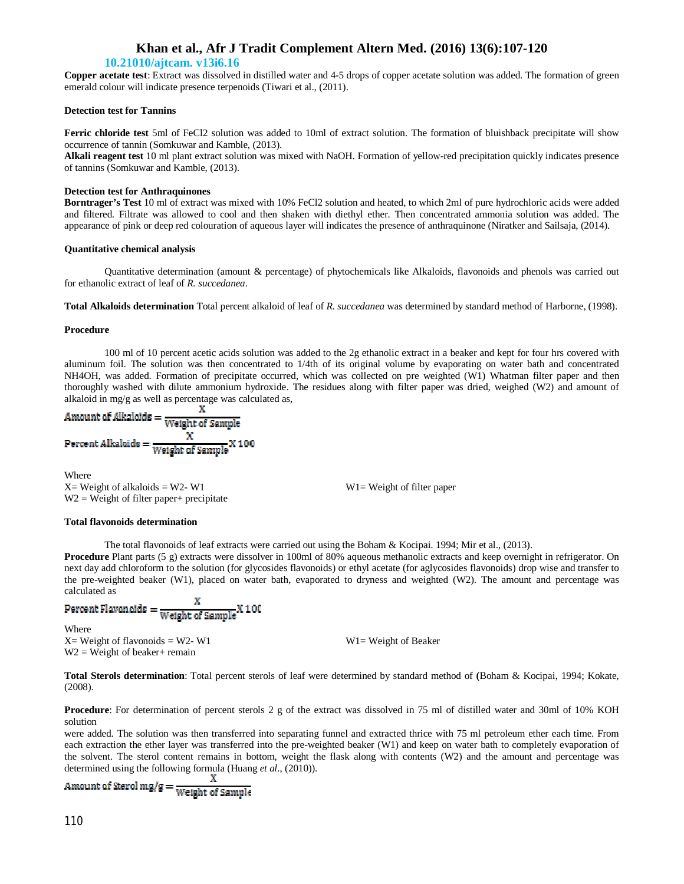**Copper acetate test**: Extract was dissolved in distilled water and 4-5 drops of copper acetate solution was added. The formation of green emerald colour will indicate presence terpenoids (Tiwari et al., (2011).

**Detection test for Tannins**

**Ferric chloride test** 5ml of $FeCl_2$ solution was added to 10ml of extract solution. The formation of bluishback precipitate will show occurrence of tannin (Somkuwar and Kamble, (2013).
**Alkali reagent test** 10 ml plant extract solution was mixed with NaOH. Formation of yellow-red precipitation quickly indicates presence of tannins (Somkuwar and Kamble, (2013).

**Detection test for Anthraquinones**
**Borntrager's Test** 10 ml of extract was mixed with 10% $FeCl_2$ solution and heated, to which 2ml of pure hydrochloric acids were added and filtered. Filtrate was allowed to cool and then shaken with diethyl ether. Then concentrated ammonia solution was added. The appearance of pink or deep red colouration of aqueous layer will indicates the presence of anthraquinone (Niratker and Sailsaja, (2014).

**Quantitative chemical analysis**

Quantitative determination (amount & percentage) of phytochemicals like Alkaloids, flavonoids and phenols was carried out for ethanolic extract of leaf of *R. succedanea*.

**Total Alkaloids determination** Total percent alkaloid of leaf of *R. succedanea* was determined by standard method of Harborne, (1998).

**Procedure**

100 ml of 10 percent acetic acids solution was added to the 2g ethanolic extract in a beaker and kept for four hrs covered with aluminum foil. The solution was then concentrated to 1/4th of its original volume by evaporating on water bath and concentrated $NH_4OH$, was added. Formation of precipitate occurred, which was collected on pre weighted (W1) Whatman filter paper and then thoroughly washed with dilute ammonium hydroxide. The residues along with filter paper was dried, weighed (W2) and amount of alkaloid in mg/g as well as percentage was calculated as,

$$\text{Amount of Alkaloids} = \frac{X}{\text{Weight of Sample}}$$

$$\text{Percent Alkaloids} = \frac{X}{\text{Weight of Sample}} X\ 100$$

Where
X= Weight of alkaloids = W2- W1
W1= Weight of filter paper
W2 = Weight of filter paper+ precipitate

**Total flavonoids determination**

The total flavonoids of leaf extracts were carried out using the Boham & Kocipai. 1994; Mir et al., (2013).
**Procedure** Plant parts (5 g) extracts were dissolver in 100ml of 80% aqueous methanolic extracts and keep overnight in refrigerator. On next day add chloroform to the solution (for glycosides flavonoids) or ethyl acetate (for aglycosides flavonoids) drop wise and transfer to the pre-weighted beaker (W1), placed on water bath, evaporated to dryness and weighted (W2). The amount and percentage was calculated as

$$\text{Percent Flavonoids} = \frac{X}{\text{Weight of Sample}} X\ 100$$

Where
X= Weight of flavonoids = W2- W1
W1= Weight of Beaker
W2 = Weight of beaker+ remain

**Total Sterols determination**: Total percent sterols of leaf were determined by standard method of **(**Boham & Kocipai, 1994; Kokate, (2008).

**Procedure**: For determination of percent sterols 2 g of the extract was dissolved in 75 ml of distilled water and 30ml of 10% KOH solution
were added. The solution was then transferred into separating funnel and extracted thrice with 75 ml petroleum ether each time. From each extraction the ether layer was transferred into the pre-weighted beaker (W1) and keep on water bath to completely evaporation of the solvent. The sterol content remains in bottom, weight the flask along with contents (W2) and the amount and percentage was determined using the following formula (Huang *et al*., (2010)).

$$\text{Amount of Sterol mg/g} = \frac{X}{\text{Weight of Sample}}$$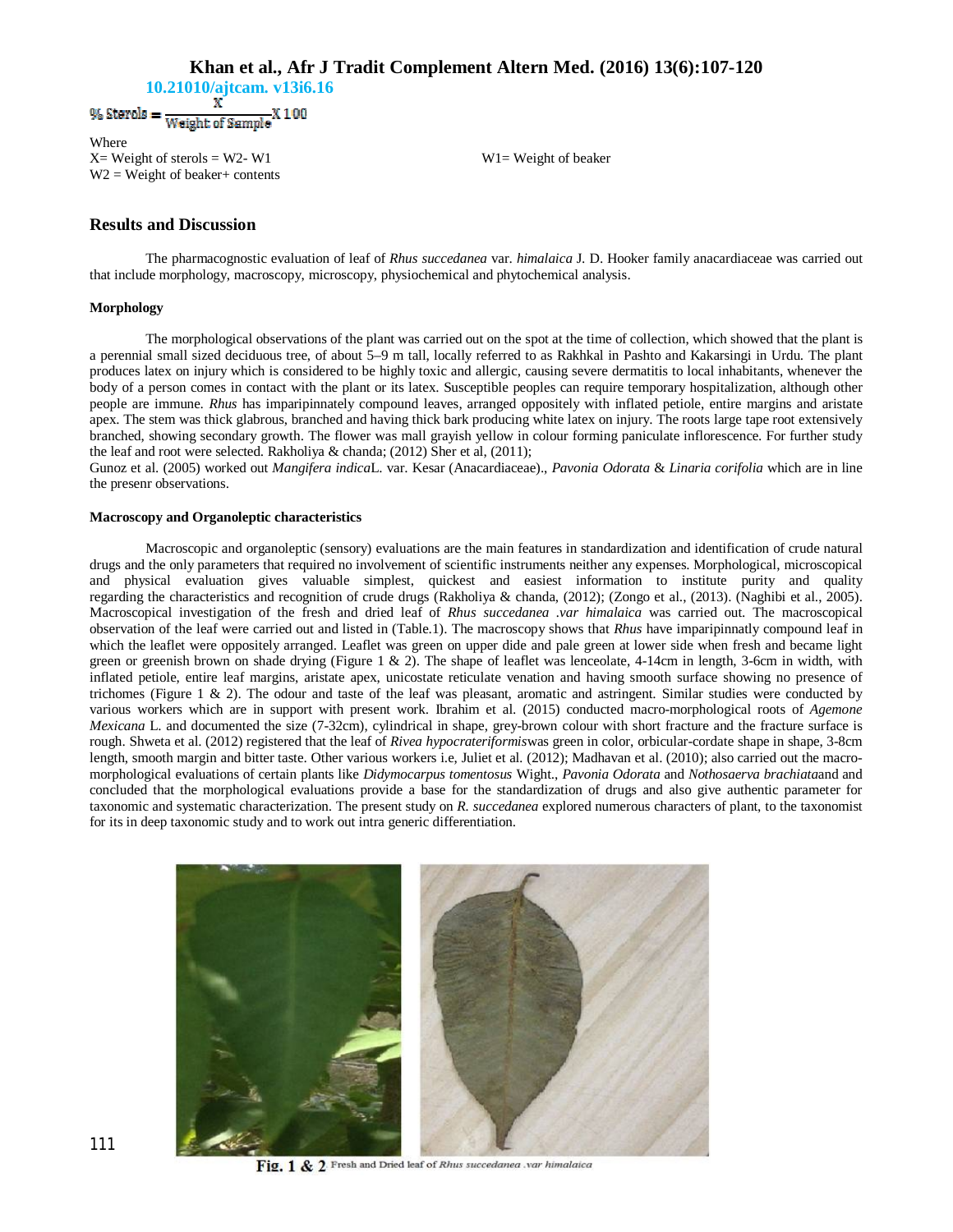$$\% \text{ Sterols} = \frac{X}{\text{Weight of Sample}} X\ 100$$

Where

X= Weight of sterols = W2- W1

W1= Weight of beaker

W2 = Weight of beaker+ contents

## Results and Discussion

The pharmacognostic evaluation of leaf of *Rhus succedanea* var. *himalaica* J. D. Hooker family anacardiaceae was carried out that include morphology, macroscopy, microscopy, physiochemical and phytochemical analysis.

### Morphology

The morphological observations of the plant was carried out on the spot at the time of collection, which showed that the plant is a perennial small sized deciduous tree, of about 5–9 m tall, locally referred to as Rakhkal in Pashto and Kakarsingi in Urdu. The plant produces latex on injury which is considered to be highly toxic and allergic, causing severe dermatitis to local inhabitants, whenever the body of a person comes in contact with the plant or its latex. Susceptible peoples can require temporary hospitalization, although other people are immune. *Rhus* has imparipinnately compound leaves, arranged oppositely with inflated petiole, entire margins and aristate apex. The stem was thick glabrous, branched and having thick bark producing white latex on injury. The roots large tape root extensively branched, showing secondary growth. The flower was mall grayish yellow in colour forming paniculate inflorescence. For further study the leaf and root were selected. Rakholiya & chanda; (2012) Sher et al, (2011);

Gunoz et al. (2005) worked out *Mangifera indica*L. var. Kesar (Anacardiaceae)., *Pavonia Odorata* & *Linaria corifolia* which are in line the presenr observations.

### Macroscopy and Organoleptic characteristics

Macroscopic and organoleptic (sensory) evaluations are the main features in standardization and identification of crude natural drugs and the only parameters that required no involvement of scientific instruments neither any expenses. Morphological, microscopical and physical evaluation gives valuable simplest, quickest and easiest information to institute purity and quality regarding the characteristics and recognition of crude drugs (Rakholiya & chanda, (2012); (Zongo et al., (2013). (Naghibi et al., 2005). Macroscopical investigation of the fresh and dried leaf of *Rhus succedanea .var himalaica* was carried out. The macroscopical observation of the leaf were carried out and listed in (Table.1). The macroscopy shows that *Rhus* have imparipinnatly compound leaf in which the leaflet were oppositely arranged. Leaflet was green on upper dide and pale green at lower side when fresh and became light green or greenish brown on shade drying (Figure 1 & 2). The shape of leaflet was lenceolate, 4-14cm in length, 3-6cm in width, with inflated petiole, entire leaf margins, aristate apex, unicostate reticulate venation and having smooth surface showing no presence of trichomes (Figure 1 & 2). The odour and taste of the leaf was pleasant, aromatic and astringent. Similar studies were conducted by various workers which are in support with present work. Ibrahim et al. (2015) conducted macro-morphological roots of *Agemone Mexicana* L. and documented the size (7-32cm), cylindrical in shape, grey-brown colour with short fracture and the fracture surface is rough. Shweta et al. (2012) registered that the leaf of *Rivea hypocrateriformis*was green in color, orbicular-cordate shape in shape, 3-8cm length, smooth margin and bitter taste. Other various workers i.e, Juliet et al. (2012); Madhavan et al. (2010); also carried out the macro-morphological evaluations of certain plants like *Didymocarpus tomentosus* Wight., *Pavonia Odorata* and *Nothosaerva brachiata*and and concluded that the morphological evaluations provide a base for the standardization of drugs and also give authentic parameter for taxonomic and systematic characterization. The present study on *R. succedanea* explored numerous characters of plant, to the taxonomist for its in deep taxonomic study and to work out intra generic differentiation.

**Fig. 1 & 2** Fresh and Dried leaf of *Rhus succedanea .var himalaica*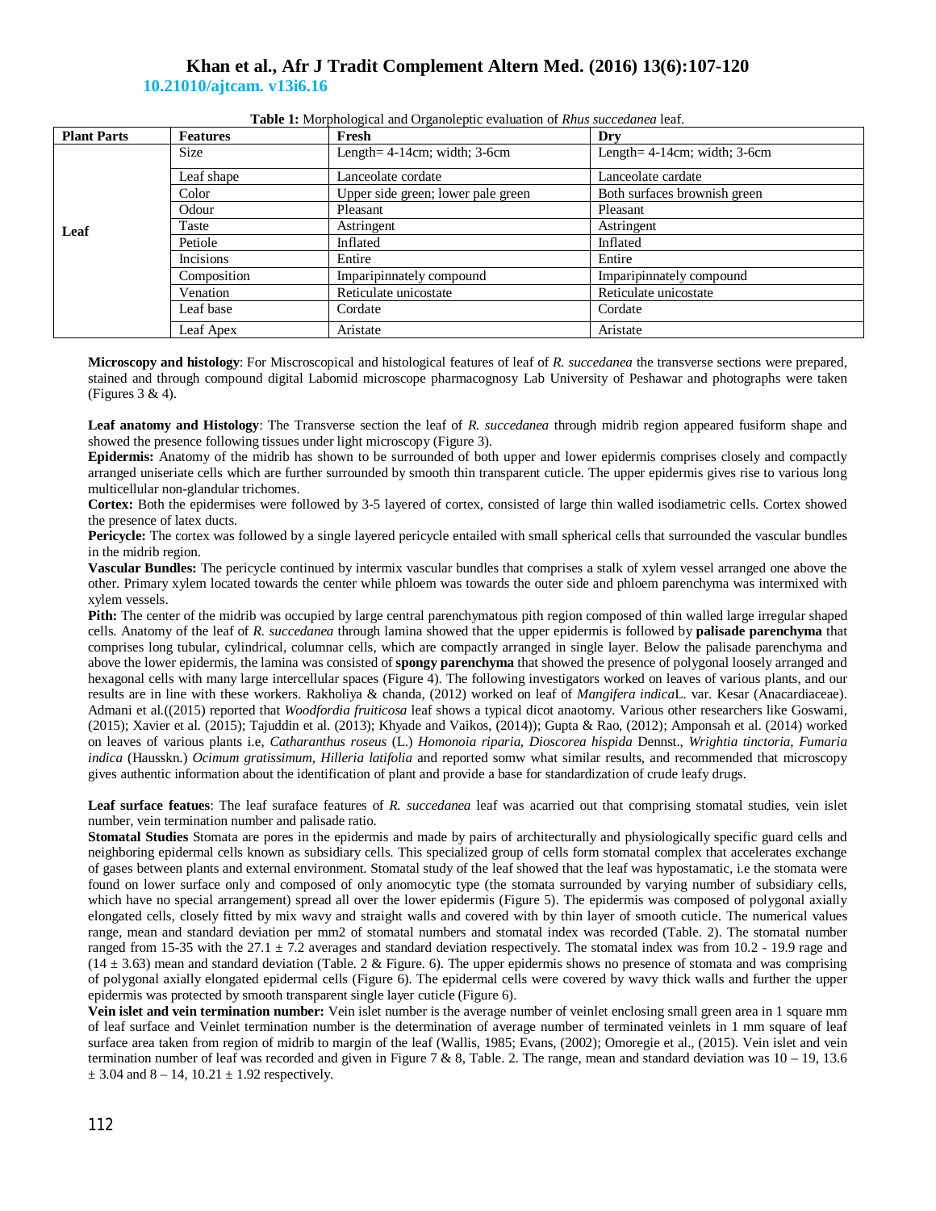**Table 1:** Morphological and Organoleptic evaluation of *Rhus succedanea* leaf.

| Plant Parts | Features | Fresh | Dry |
|---|---|---|---|
| Leaf | Size | Length= 4-14cm; width; 3-6cm | Length= 4-14cm; width; 3-6cm |
| | Leaf shape | Lanceolate cordate | Lanceolate cardate |
| | Color | Upper side green; lower pale green | Both surfaces brownish green |
| | Odour | Pleasant | Pleasant |
| | Taste | Astringent | Astringent |
| | Petiole | Inflated | Inflated |
| | Incisions | Entire | Entire |
| | Composition | Imparipinnately compound | Imparipinnately compound |
| | Venation | Reticulate unicostate | Reticulate unicostate |
| | Leaf base | Cordate | Cordate |
| | Leaf Apex | Aristate | Aristate |

**Microscopy and histology**: For Miscroscopical and histological features of leaf of *R. succedanea* the transverse sections were prepared, stained and through compound digital Labomid microscope pharmacognosy Lab University of Peshawar and photographs were taken (Figures 3 & 4).

**Leaf anatomy and Histology**: The Transverse section the leaf of *R. succedanea* through midrib region appeared fusiform shape and showed the presence following tissues under light microscopy (Figure 3).

**Epidermis:** Anatomy of the midrib has shown to be surrounded of both upper and lower epidermis comprises closely and compactly arranged uniseriate cells which are further surrounded by smooth thin transparent cuticle. The upper epidermis gives rise to various long multicellular non-glandular trichomes.

**Cortex:** Both the epidermises were followed by 3-5 layered of cortex, consisted of large thin walled isodiametric cells. Cortex showed the presence of latex ducts.

**Pericycle:** The cortex was followed by a single layered pericycle entailed with small spherical cells that surrounded the vascular bundles in the midrib region.

**Vascular Bundles:** The pericycle continued by intermix vascular bundles that comprises a stalk of xylem vessel arranged one above the other. Primary xylem located towards the center while phloem was towards the outer side and phloem parenchyma was intermixed with xylem vessels.

**Pith:** The center of the midrib was occupied by large central parenchymatous pith region composed of thin walled large irregular shaped cells. Anatomy of the leaf of *R. succedanea* through lamina showed that the upper epidermis is followed by **palisade parenchyma** that comprises long tubular, cylindrical, columnar cells, which are compactly arranged in single layer. Below the palisade parenchyma and above the lower epidermis, the lamina was consisted of **spongy parenchyma** that showed the presence of polygonal loosely arranged and hexagonal cells with many large intercellular spaces (Figure 4). The following investigators worked on leaves of various plants, and our results are in line with these workers. Rakholiya & chanda, (2012) worked on leaf of *Mangifera indica*L. var. Kesar (Anacardiaceae). Admani et al.((2015) reported that *Woodfordia fruiticosa* leaf shows a typical dicot anaotomy. Various other researchers like Goswami, (2015); Xavier et al. (2015); Tajuddin et al. (2013); Khyade and Vaikos, (2014)); Gupta & Rao, (2012); Amponsah et al. (2014) worked on leaves of various plants i.e, *Catharanthus roseus* (L.) *Homonoia riparia, Dioscorea hispida* Dennst., *Wrightia tinctoria, Fumaria indica* (Hausskn.) *Ocimum gratissimum, Hilleria latifolia* and reported somw what similar results, and recommended that microscopy gives authentic information about the identification of plant and provide a base for standardization of crude leafy drugs.

**Leaf surface featues**: The leaf suraface features of *R. succedanea* leaf was acarried out that comprising stomatal studies, vein islet number, vein termination number and palisade ratio.

**Stomatal Studies** Stomata are pores in the epidermis and made by pairs of architecturally and physiologically specific guard cells and neighboring epidermal cells known as subsidiary cells. This specialized group of cells form stomatal complex that accelerates exchange of gases between plants and external environment. Stomatal study of the leaf showed that the leaf was hypostamatic, i.e the stomata were found on lower surface only and composed of only anomocytic type (the stomata surrounded by varying number of subsidiary cells, which have no special arrangement) spread all over the lower epidermis (Figure 5). The epidermis was composed of polygonal axially elongated cells, closely fitted by mix wavy and straight walls and covered with by thin layer of smooth cuticle. The numerical values range, mean and standard deviation per mm2 of stomatal numbers and stomatal index was recorded (Table. 2). The stomatal number ranged from 15-35 with the 27.1 ± 7.2 averages and standard deviation respectively. The stomatal index was from 10.2 - 19.9 rage and (14 ± 3.63) mean and standard deviation (Table. 2 & Figure. 6). The upper epidermis shows no presence of stomata and was comprising of polygonal axially elongated epidermal cells (Figure 6). The epidermal cells were covered by wavy thick walls and further the upper epidermis was protected by smooth transparent single layer cuticle (Figure 6).

**Vein islet and vein termination number:** Vein islet number is the average number of veinlet enclosing small green area in 1 square mm of leaf surface and Veinlet termination number is the determination of average number of terminated veinlets in 1 mm square of leaf surface area taken from region of midrib to margin of the leaf (Wallis, 1985; Evans, (2002); Omoregie et al., (2015). Vein islet and vein termination number of leaf was recorded and given in Figure 7 & 8, Table. 2. The range, mean and standard deviation was 10 – 19, 13.6 ± 3.04 and 8 – 14, 10.21 ± 1.92 respectively.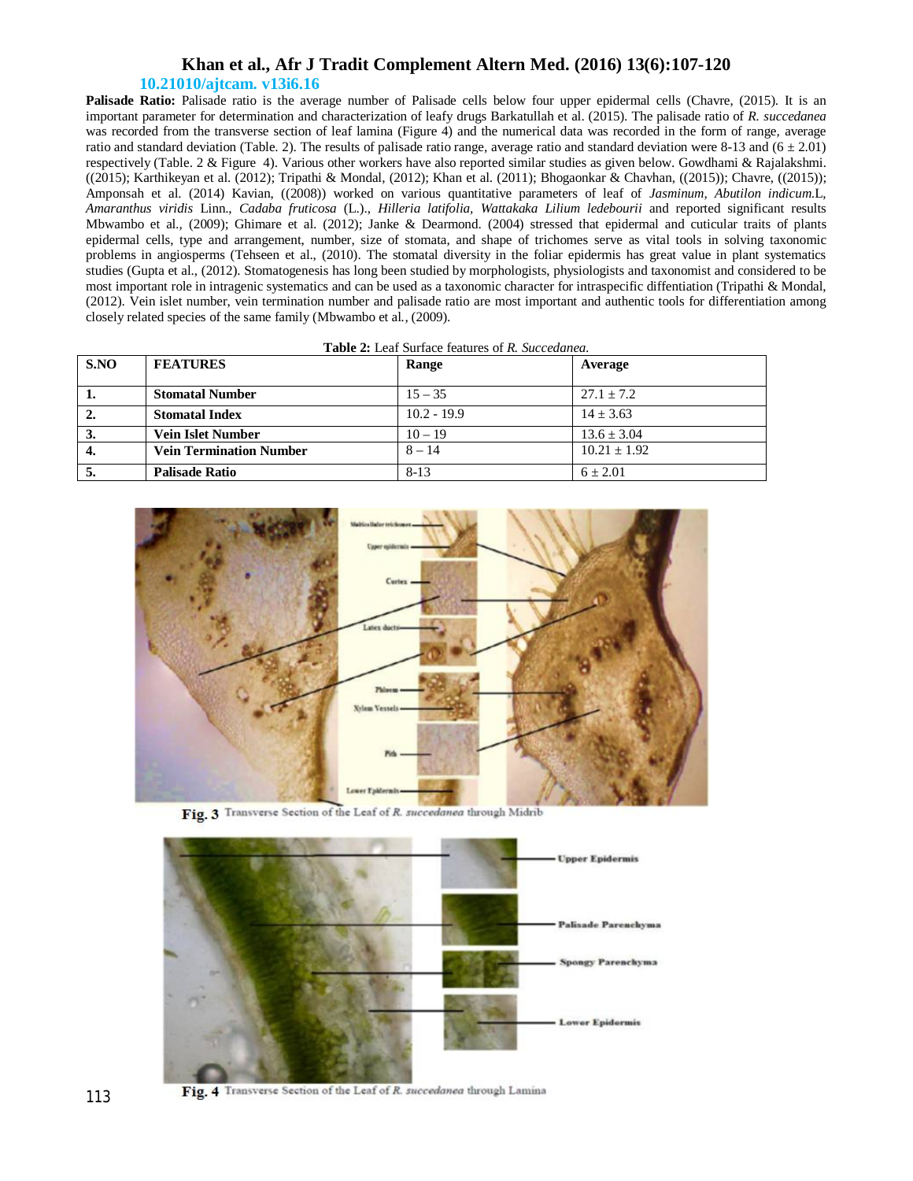**Palisade Ratio:** Palisade ratio is the average number of Palisade cells below four upper epidermal cells (Chavre, (2015). It is an important parameter for determination and characterization of leafy drugs Barkatullah et al. (2015). The palisade ratio of *R. succedanea* was recorded from the transverse section of leaf lamina (Figure 4) and the numerical data was recorded in the form of range, average ratio and standard deviation (Table. 2). The results of palisade ratio range, average ratio and standard deviation were 8-13 and (6 ± 2.01) respectively (Table. 2 & Figure 4). Various other workers have also reported similar studies as given below. Gowdhami & Rajalakshmi. ((2015); Karthikeyan et al. (2012); Tripathi & Mondal, (2012); Khan et al. (2011); Bhogaonkar & Chavhan, ((2015)); Chavre, ((2015)); Amponsah et al. (2014) Kavian, ((2008)) worked on various quantitative parameters of leaf of *Jasminum*, *Abutilon indicum*.L, *Amaranthus viridis* Linn., *Cadaba fruticosa* (L.)., *Hilleria latifolia, Wattakaka Lilium ledebourii* and reported significant results Mbwambo et al., (2009); Ghimare et al. (2012); Janke & Dearmond. (2004) stressed that epidermal and cuticular traits of plants epidermal cells, type and arrangement, number, size of stomata, and shape of trichomes serve as vital tools in solving taxonomic problems in angiosperms (Tehseen et al., (2010). The stomatal diversity in the foliar epidermis has great value in plant systematics studies (Gupta et al., (2012). Stomatogenesis has long been studied by morphologists, physiologists and taxonomist and considered to be most important role in intragenic systematics and can be used as a taxonomic character for intraspecific diffentiation (Tripathi & Mondal, (2012). Vein islet number, vein termination number and palisade ratio are most important and authentic tools for differentiation among closely related species of the same family (Mbwambo et al*.*, (2009).

**Table 2:** Leaf Surface features of *R. Succedanea.*

| S.NO | FEATURES | Range | Average |
|---|---|---|---|
| 1. | Stomatal Number | 15 – 35 | 27.1 ± 7.2 |
| 2. | Stomatal Index | 10.2 - 19.9 | 14 ± 3.63 |
| 3. | Vein Islet Number | 10 – 19 | 13.6 ± 3.04 |
| 4. | Vein Termination Number | 8 – 14 | 10.21 ± 1.92 |
| 5. | Palisade Ratio | 8-13 | 6 ± 2.01 |

**Fig. 3** Transverse Section of the Leaf of *R. succedanea* through Midrib

**Fig. 4** Transverse Section of the Leaf of *R. succedanea* through Lamina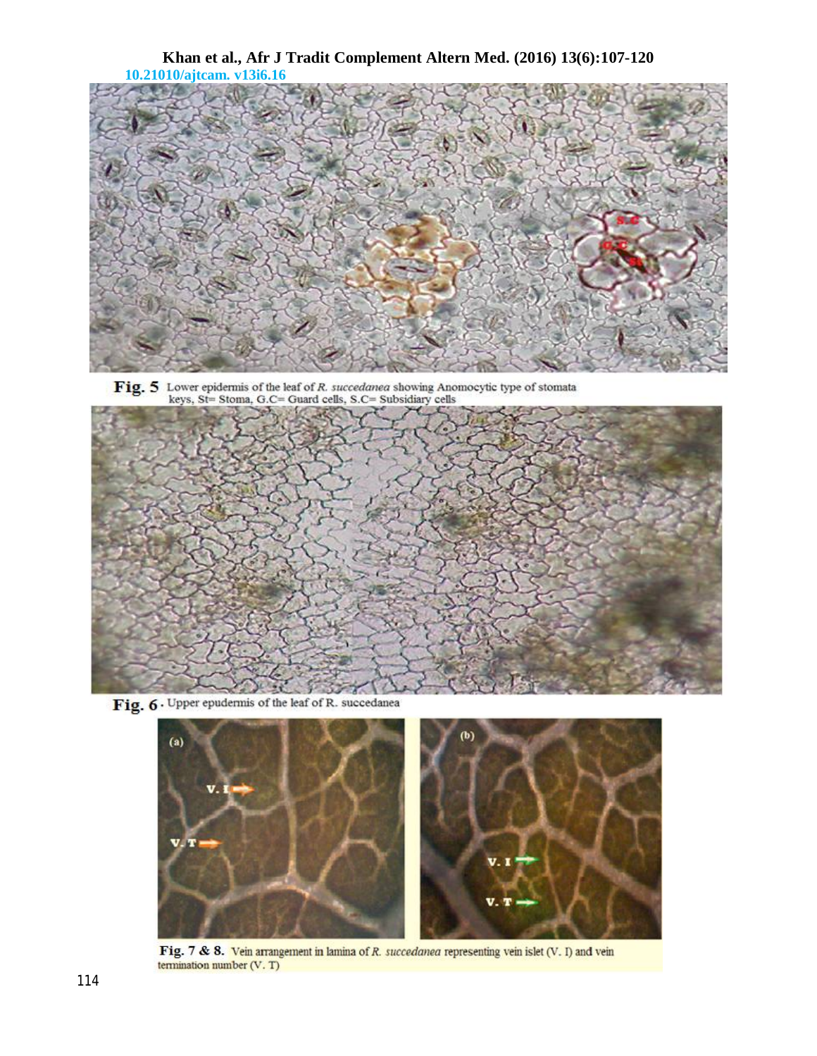**Fig. 5** Lower epidermis of the leaf of *R. succedanea* showing Anomocytic type of stomata keys, St= Stoma, G.C= Guard cells, S.C= Subsidiary cells

**Fig. 6**. Upper epudermis of the leaf of R. succedanea

**Fig. 7 & 8.** Vein arrangement in lamina of *R. succedanea* representing vein islet (V. I) and vein termination number (V. T)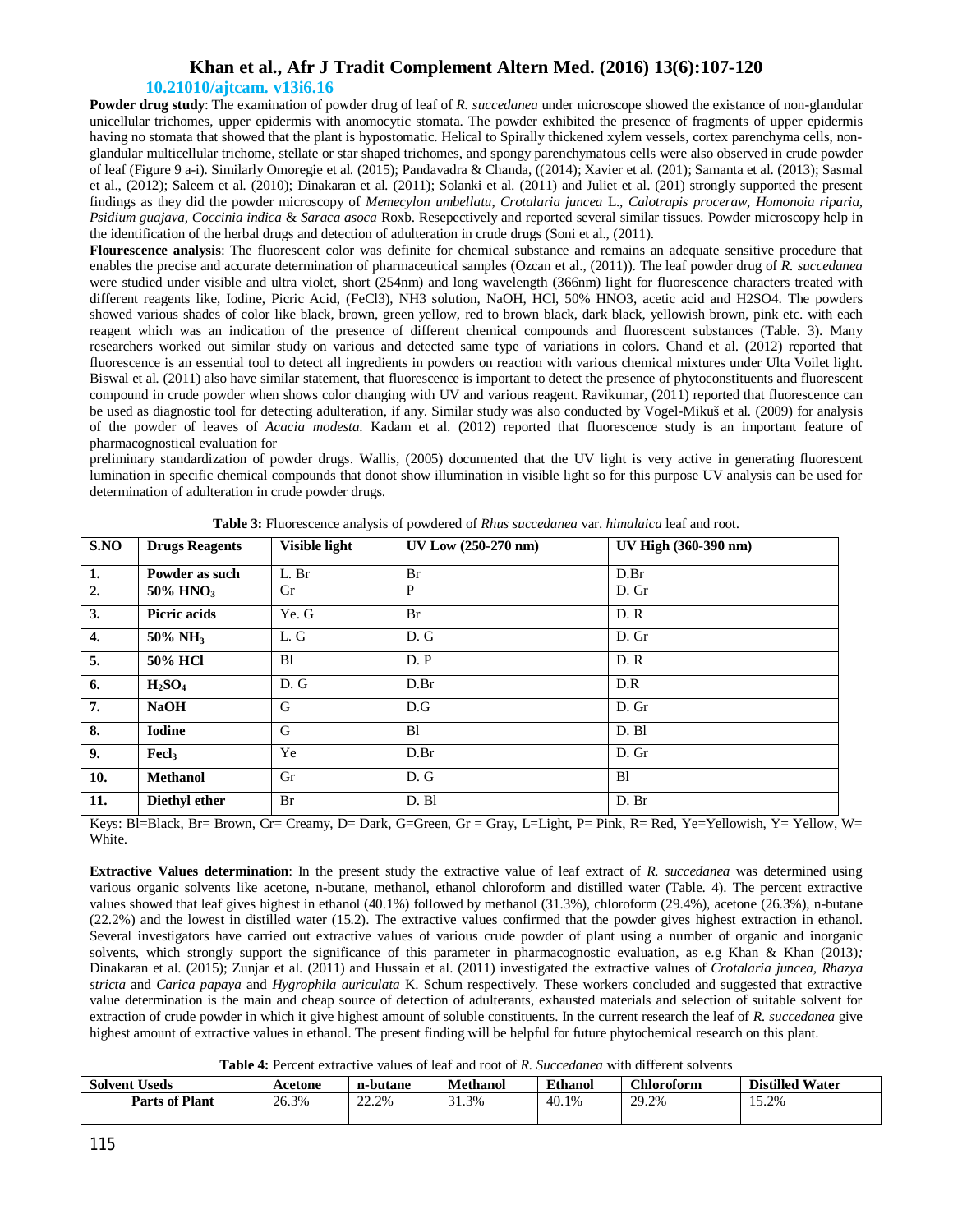**Powder drug study**: The examination of powder drug of leaf of *R. succedanea* under microscope showed the existance of non-glandular unicellular trichomes, upper epidermis with anomocytic stomata. The powder exhibited the presence of fragments of upper epidermis having no stomata that showed that the plant is hypostomatic. Helical to Spirally thickened xylem vessels, cortex parenchyma cells, non-glandular multicellular trichome, stellate or star shaped trichomes, and spongy parenchymatous cells were also observed in crude powder of leaf (Figure 9 a-i). Similarly Omoregie et al. (2015); Pandavadra & Chanda, ((2014); Xavier et al. (201); Samanta et al. (2013); Sasmal et al., (2012); Saleem et al. (2010); Dinakaran et al. (2011); Solanki et al. (2011) and Juliet et al. (201) strongly supported the present findings as they did the powder microscopy of *Memecylon umbellatu*, *Crotalaria juncea* L., *Calotrapis proceraw*, *Homonoia riparia*, *Psidium guajava*, *Coccinia indica* & *Saraca asoca* Roxb. Resepectively and reported several similar tissues. Powder microscopy help in the identification of the herbal drugs and detection of adulteration in crude drugs (Soni et al., (2011).

**Flourescence analysis**: The fluorescent color was definite for chemical substance and remains an adequate sensitive procedure that enables the precise and accurate determination of pharmaceutical samples (Ozcan et al., (2011)). The leaf powder drug of *R. succedanea* were studied under visible and ultra violet, short (254nm) and long wavelength (366nm) light for fluorescence characters treated with different reagents like, Iodine, Picric Acid, (FeCl3), NH3 solution, NaOH, HCl, 50% HNO3, acetic acid and H2SO4. The powders showed various shades of color like black, brown, green yellow, red to brown black, dark black, yellowish brown, pink etc. with each reagent which was an indication of the presence of different chemical compounds and fluorescent substances (Table. 3). Many researchers worked out similar study on various and detected same type of variations in colors. Chand et al. (2012) reported that fluorescence is an essential tool to detect all ingredients in powders on reaction with various chemical mixtures under Ulta Voilet light. Biswal et al. (2011) also have similar statement, that fluorescence is important to detect the presence of phytoconstituents and fluorescent compound in crude powder when shows color changing with UV and various reagent. Ravikumar, (2011) reported that fluorescence can be used as diagnostic tool for detecting adulteration, if any. Similar study was also conducted by Vogel-Mikuš et al. (2009) for analysis of the powder of leaves of *Acacia modesta*. Kadam et al. (2012) reported that fluorescence study is an important feature of pharmacognostical evaluation for

preliminary standardization of powder drugs. Wallis, (2005) documented that the UV light is very active in generating fluorescent lumination in specific chemical compounds that donot show illumination in visible light so for this purpose UV analysis can be used for determination of adulteration in crude powder drugs.

**Table 3:** Fluorescence analysis of powdered of *Rhus succedanea* var. *himalaica* leaf and root.

| S.NO | Drugs Reagents | Visible light | UV Low (250-270 nm) | UV High (360-390 nm) |
|---|---|---|---|---|
| 1. | Powder as such | L. Br | Br | D.Br |
| 2. | 50% $HNO_3$ | Gr | P | D. Gr |
| 3. | Picric acids | Ye. G | Br | D. R |
| 4. | 50% $NH_3$ | L. G | D. G | D. Gr |
| 5. | 50% HCl | Bl | D. P | D. R |
| 6. | $H_2SO_4$ | D. G | D.Br | D.R |
| 7. | NaOH | G | D.G | D. Gr |
| 8. | Iodine | G | Bl | D. Bl |
| 9. | $Fecl_3$ | Ye | D.Br | D. Gr |
| 10. | Methanol | Gr | D. G | Bl |
| 11. | Diethyl ether | Br | D. Bl | D. Br |

Keys: Bl=Black, Br= Brown, Cr= Creamy, D= Dark, G=Green, Gr = Gray, L=Light, P= Pink, R= Red, Ye=Yellowish, Y= Yellow, W= White.

**Extractive Values determination**: In the present study the extractive value of leaf extract of *R. succedanea* was determined using various organic solvents like acetone, n-butane, methanol, ethanol chloroform and distilled water (Table. 4). The percent extractive values showed that leaf gives highest in ethanol (40.1%) followed by methanol (31.3%), chloroform (29.4%), acetone (26.3%), n-butane (22.2%) and the lowest in distilled water (15.2). The extractive values confirmed that the powder gives highest extraction in ethanol. Several investigators have carried out extractive values of various crude powder of plant using a number of organic and inorganic solvents, which strongly support the significance of this parameter in pharmacognostic evaluation, as e.g Khan & Khan (2013)*;* Dinakaran et al. (2015); Zunjar et al. (2011) and Hussain et al. (2011) investigated the extractive values of *Crotalaria juncea*, *Rhazya stricta* and *Carica papaya* and *Hygrophila auriculata* K. Schum respectively. These workers concluded and suggested that extractive value determination is the main and cheap source of detection of adulterants, exhausted materials and selection of suitable solvent for extraction of crude powder in which it give highest amount of soluble constituents. In the current research the leaf of *R. succedanea* give highest amount of extractive values in ethanol. The present finding will be helpful for future phytochemical research on this plant.

**Table 4:** Percent extractive values of leaf and root of *R. Succedanea* with different solvents

| Solvent Useds | Acetone | n-butane | Methanol | Ethanol | Chloroform | Distilled Water |
|---|---|---|---|---|---|---|
| Parts of Plant | 26.3% | 22.2% | 31.3% | 40.1% | 29.2% | 15.2% |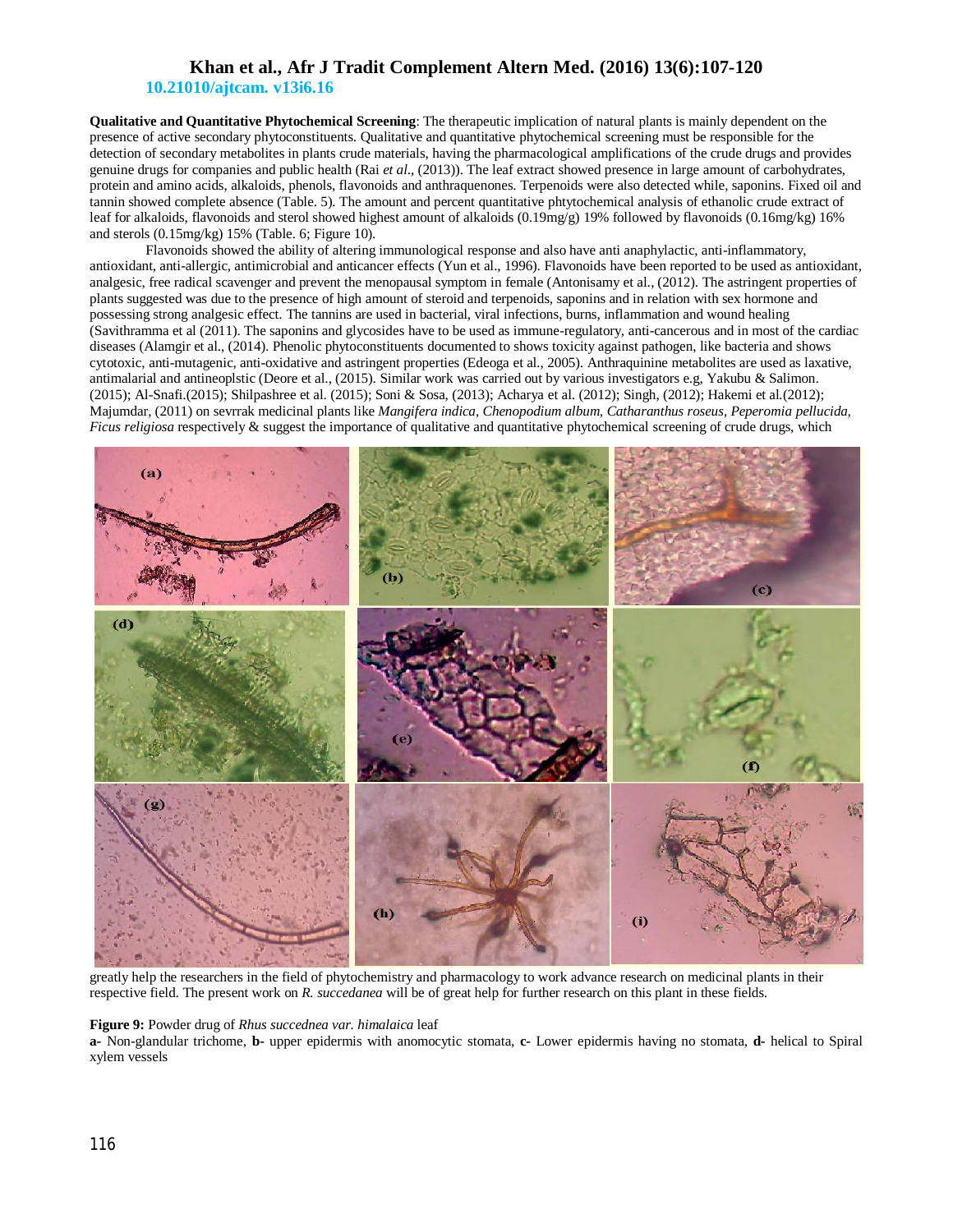**Qualitative and Quantitative Phytochemical Screening**: The therapeutic implication of natural plants is mainly dependent on the presence of active secondary phytoconstituents. Qualitative and quantitative phytochemical screening must be responsible for the detection of secondary metabolites in plants crude materials, having the pharmacological amplifications of the crude drugs and provides genuine drugs for companies and public health (Rai *et al*., (2013)). The leaf extract showed presence in large amount of carbohydrates, protein and amino acids, alkaloids, phenols, flavonoids and anthraquenones. Terpenoids were also detected while, saponins. Fixed oil and tannin showed complete absence (Table. 5). The amount and percent quantitative phtytochemical analysis of ethanolic crude extract of leaf for alkaloids, flavonoids and sterol showed highest amount of alkaloids (0.19mg/g) 19% followed by flavonoids (0.16mg/kg) 16% and sterols (0.15mg/kg) 15% (Table. 6; Figure 10).

Flavonoids showed the ability of altering immunological response and also have anti anaphylactic, anti-inflammatory, antioxidant, anti-allergic, antimicrobial and anticancer effects (Yun et al., 1996). Flavonoids have been reported to be used as antioxidant, analgesic, free radical scavenger and prevent the menopausal symptom in female (Antonisamy et al., (2012). The astringent properties of plants suggested was due to the presence of high amount of steroid and terpenoids, saponins and in relation with sex hormone and possessing strong analgesic effect. The tannins are used in bacterial, viral infections, burns, inflammation and wound healing (Savithramma et al (2011). The saponins and glycosides have to be used as immune-regulatory, anti-cancerous and in most of the cardiac diseases (Alamgir et al., (2014). Phenolic phytoconstituents documented to shows toxicity against pathogen, like bacteria and shows cytotoxic, anti-mutagenic, anti-oxidative and astringent properties (Edeoga et al., 2005). Anthraquinine metabolites are used as laxative, antimalarial and antineoplstic (Deore et al., (2015). Similar work was carried out by various investigators e.g, Yakubu & Salimon. (2015); Al-Snafi.(2015); Shilpashree et al. (2015); Soni & Sosa, (2013); Acharya et al. (2012); Singh, (2012); Hakemi et al.(2012); Majumdar, (2011) on sevrrak medicinal plants like *Mangifera indica, Chenopodium album, Catharanthus roseus, Peperomia pellucida, Ficus religiosa* respectively & suggest the importance of qualitative and quantitative phytochemical screening of crude drugs, which greatly help the researchers in the field of phytochemistry and pharmacology to work advance research on medicinal plants in their respective field. The present work on *R. succedanea* will be of great help for further research on this plant in these fields.

**Figure 9:** Powder drug of *Rhus succednea var. himalaica* leaf

**a-** Non-glandular trichome, **b-** upper epidermis with anomocytic stomata, **c-** Lower epidermis having no stomata, **d-** helical to Spiral xylem vessels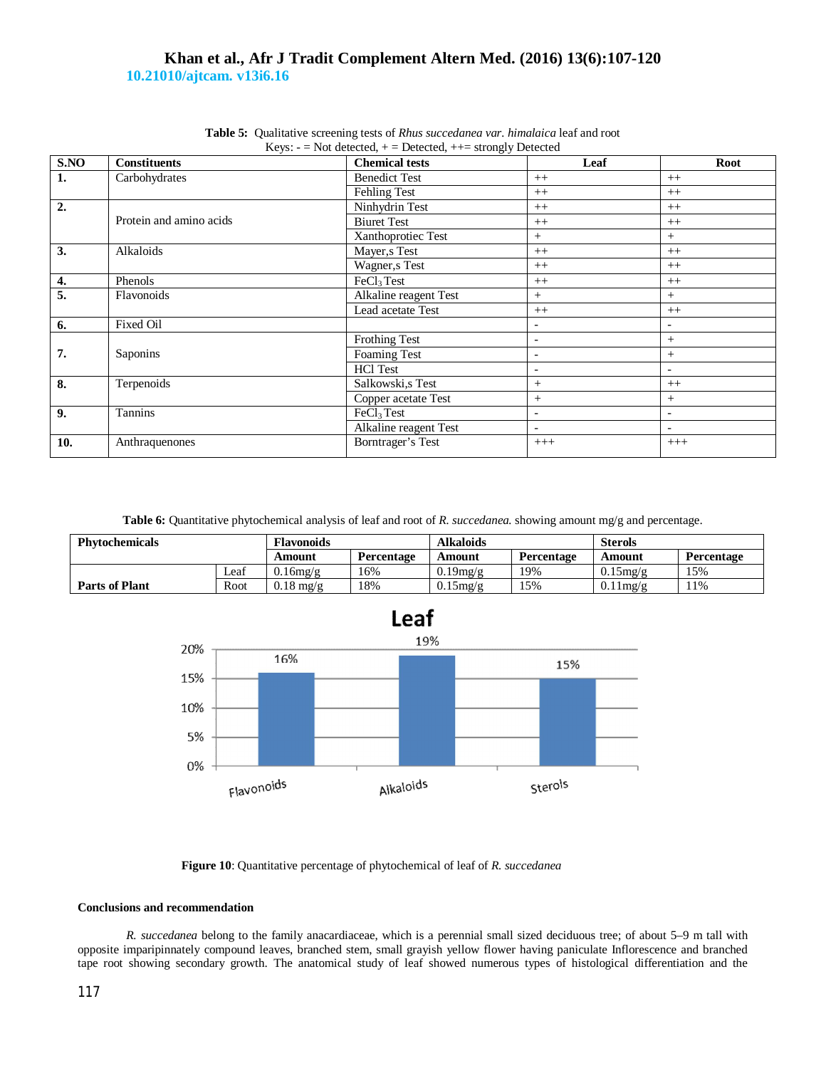**Table 5:** Qualitative screening tests of *Rhus succedanea var. himalaica* leaf and root
Keys: - = Not detected, + = Detected, ++= strongly Detected

| S.NO | Constituents | Chemical tests | Leaf | Root |
|---|---|---|---|---|
| **1.** | Carbohydrates | Benedict Test | ++ | ++ |
| | | Fehling Test | ++ | ++ |
| **2.** | Protein and amino acids | Ninhydrin Test | ++ | ++ |
| | | Biuret Test | ++ | ++ |
| | | Xanthoprotiec Test | + | + |
| **3.** | Alkaloids | Mayer,s Test | ++ | ++ |
| | | Wagner,s Test | ++ | ++ |
| **4.** | Phenols | $FeCl_3$ Test | ++ | ++ |
| **5.** | Flavonoids | Alkaline reagent Test | + | + |
| | | Lead acetate Test | ++ | ++ |
| **6.** | Fixed Oil | | - | - |
| **7.** | Saponins | Frothing Test | - | + |
| | | Foaming Test | - | + |
| | | HCl Test | - | - |
| **8.** | Terpenoids | Salkowski,s Test | + | ++ |
| | | Copper acetate Test | + | + |
| **9.** | Tannins | $FeCl_3$ Test | - | - |
| | | Alkaline reagent Test | - | - |
| **10.** | Anthraquenones | Borntrager's Test | +++ | +++ |

**Table 6:** Quantitative phytochemical analysis of leaf and root of *R. succedanea.* showing amount mg/g and percentage.

| Phytochemicals | | Flavonoids | | Alkaloids | | Sterols | |
|---|---|---|---|---|---|---|---|
| | | **Amount** | **Percentage** | **Amount** | **Percentage** | **Amount** | **Percentage** |
| **Parts of Plant** | Leaf | 0.16mg/g | 16% | 0.19mg/g | 19% | 0.15mg/g | 15% |
| | Root | 0.18 mg/g | 18% | 0.15mg/g | 15% | 0.11mg/g | 11% |

**Figure 10**: Quantitative percentage of phytochemical of leaf of *R. succedanea*

**Conclusions and recommendation**

*R. succedanea* belong to the family anacardiaceae, which is a perennial small sized deciduous tree; of about 5–9 m tall with opposite imparipinnately compound leaves, branched stem, small grayish yellow flower having paniculate Inflorescence and branched tape root showing secondary growth. The anatomical study of leaf showed numerous types of histological differentiation and the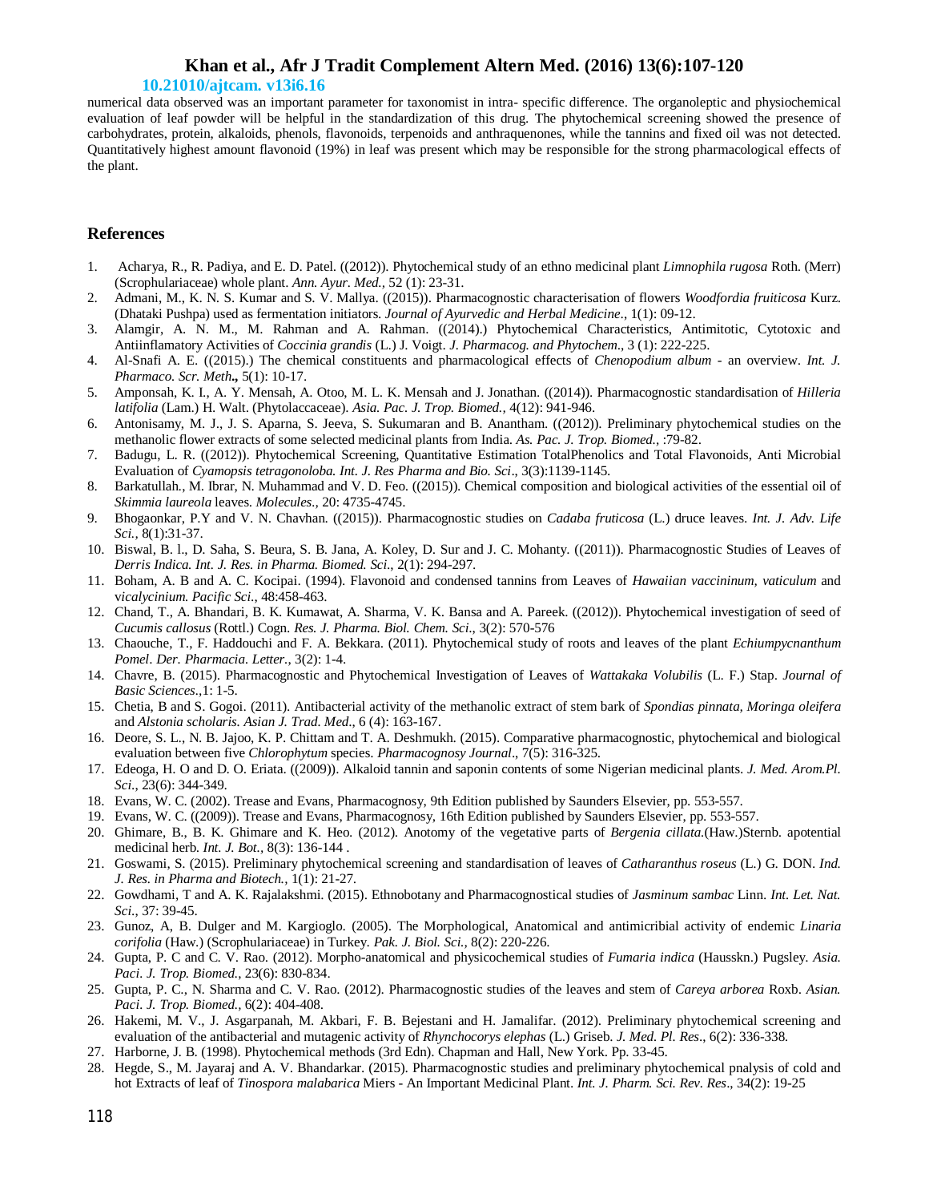numerical data observed was an important parameter for taxonomist in intra- specific difference. The organoleptic and physiochemical evaluation of leaf powder will be helpful in the standardization of this drug. The phytochemical screening showed the presence of carbohydrates, protein, alkaloids, phenols, flavonoids, terpenoids and anthraquenones, while the tannins and fixed oil was not detected. Quantitatively highest amount flavonoid (19%) in leaf was present which may be responsible for the strong pharmacological effects of the plant.

## References

1. Acharya, R., R. Padiya, and E. D. Patel. ((2012)). Phytochemical study of an ethno medicinal plant *Limnophila rugosa* Roth. (Merr) (Scrophulariaceae) whole plant. *Ann. Ayur. Med.,* 52 (1): 23-31.
2. Admani, M., K. N. S. Kumar and S. V. Mallya. ((2015)). Pharmacognostic characterisation of flowers *Woodfordia fruiticosa* Kurz. (Dhataki Pushpa) used as fermentation initiators. *Journal of Ayurvedic and Herbal Medicine*., 1(1): 09-12.
3. Alamgir, A. N. M., M. Rahman and A. Rahman. ((2014).) Phytochemical Characteristics, Antimitotic, Cytotoxic and Antiinflamatory Activities of *Coccinia grandis* (L.) J. Voigt. *J. Pharmacog. and Phytochem*., 3 (1): 222-225.
4. Al-Snafi A. E. ((2015).) The chemical constituents and pharmacological effects of *Chenopodium album* - an overview. *Int. J. Pharmaco. Scr. Meth*., 5(1): 10-17.
5. Amponsah, K. I., A. Y. Mensah, A. Otoo, M. L. K. Mensah and J. Jonathan. ((2014)). Pharmacognostic standardisation of *Hilleria latifolia* (Lam.) H. Walt. (Phytolaccaceae). *Asia. Pac. J. Trop. Biomed.,* 4(12): 941-946.
6. Antonisamy, M. J., J. S. Aparna, S. Jeeva, S. Sukumaran and B. Anantham. ((2012)). Preliminary phytochemical studies on the methanolic flower extracts of some selected medicinal plants from India. *As. Pac. J. Trop. Biomed.,* :79-82.
7. Badugu, L. R. ((2012)). Phytochemical Screening, Quantitative Estimation TotalPhenolics and Total Flavonoids, Anti Microbial Evaluation of *Cyamopsis tetragonoloba. Int. J. Res Pharma and Bio. Sci*., 3(3):1139-1145.
8. Barkatullah., M. Ibrar, N. Muhammad and V. D. Feo. ((2015)). Chemical composition and biological activities of the essential oil of *Skimmia laureola* leaves. *Molecules.,* 20: 4735-4745.
9. Bhogaonkar, P.Y and V. N. Chavhan. ((2015)). Pharmacognostic studies on *Cadaba fruticosa* (L.) druce leaves. *Int. J. Adv. Life Sci.,* 8(1):31-37.
10. Biswal, B. l., D. Saha, S. Beura, S. B. Jana, A. Koley, D. Sur and J. C. Mohanty. ((2011)). Pharmacognostic Studies of Leaves of *Derris Indica. Int. J. Res. in Pharma. Biomed. Sci*., 2(1): 294-297.
11. Boham, A. B and A. C. Kocipai. (1994). Flavonoid and condensed tannins from Leaves of *Hawaiian vaccininum, vaticulum* and v*icalycinium. Pacific Sci.,* 48:458-463.
12. Chand, T., A. Bhandari, B. K. Kumawat, A. Sharma, V. K. Bansa and A. Pareek. ((2012)). Phytochemical investigation of seed of *Cucumis callosus* (Rottl.) Cogn. *Res. J. Pharma. Biol. Chem. Sci*., 3(2): 570-576
13. Chaouche, T., F. Haddouchi and F. A. Bekkara. (2011). Phytochemical study of roots and leaves of the plant *Echiumpycnanthum Pomel*. *Der. Pharmacia. Letter.,* 3(2): 1-4.
14. Chavre, B. (2015). Pharmacognostic and Phytochemical Investigation of Leaves of *Wattakaka Volubilis* (L. F.) Stap. *Journal of Basic Sciences*.,1: 1-5.
15. Chetia, B and S. Gogoi. (2011). Antibacterial activity of the methanolic extract of stem bark of *Spondias pinnata, Moringa oleifera* and *Alstonia scholaris. Asian J. Trad. Med*., 6 (4): 163-167.
16. Deore, S. L., N. B. Jajoo, K. P. Chittam and T. A. Deshmukh. (2015). Comparative pharmacognostic, phytochemical and biological evaluation between five *Chlorophytum* species. *Pharmacognosy Journal*., 7(5): 316-325.
17. Edeoga, H. O and D. O. Eriata. ((2009)). Alkaloid tannin and saponin contents of some Nigerian medicinal plants. *J. Med. Arom.Pl. Sci.,* 23(6): 344-349.
18. Evans, W. C. (2002). Trease and Evans, Pharmacognosy, 9th Edition published by Saunders Elsevier, pp. 553-557.
19. Evans, W. C. ((2009)). Trease and Evans, Pharmacognosy, 16th Edition published by Saunders Elsevier, pp. 553-557.
20. Ghimare, B., B. K. Ghimare and K. Heo. (2012). Anotomy of the vegetative parts of *Bergenia cillata*.(Haw.)Sternb. apotential medicinal herb. *Int. J. Bot.,* 8(3): 136-144 .
21. Goswami, S. (2015). Preliminary phytochemical screening and standardisation of leaves of *Catharanthus roseus* (L.) G. DON. *Ind. J. Res. in Pharma and Biotech.,* 1(1): 21-27.
22. Gowdhami, T and A. K. Rajalakshmi. (2015). Ethnobotany and Pharmacognostical studies of *Jasminum sambac* Linn. *Int. Let. Nat. Sci*., 37: 39-45.
23. Gunoz, A, B. Dulger and M. Kargioglo. (2005). The Morphological, Anatomical and antimicribial activity of endemic *Linaria corifolia* (Haw.) (Scrophulariaceae) in Turkey. *Pak. J. Biol. Sci.,* 8(2): 220-226.
24. Gupta, P. C and C. V. Rao. (2012). Morpho-anatomical and physicochemical studies of *Fumaria indica* (Hausskn.) Pugsley. *Asia. Paci. J. Trop. Biomed.*, 23(6): 830-834.
25. Gupta, P. C., N. Sharma and C. V. Rao. (2012). Pharmacognostic studies of the leaves and stem of *Careya arborea* Roxb. *Asian. Paci. J. Trop. Biomed.,* 6(2): 404-408.
26. Hakemi, M. V., J. Asgarpanah, M. Akbari, F. B. Bejestani and H. Jamalifar. (2012). Preliminary phytochemical screening and evaluation of the antibacterial and mutagenic activity of *Rhynchocorys elephas* (L.) Griseb. *J. Med. Pl. Res*., 6(2): 336-338.
27. Harborne, J. B. (1998). Phytochemical methods (3rd Edn). Chapman and Hall, New York. Pp. 33-45.
28. Hegde, S., M. Jayaraj and A. V. Bhandarkar. (2015). Pharmacognostic studies and preliminary phytochemical pnalysis of cold and hot Extracts of leaf of *Tinospora malabarica* Miers - An Important Medicinal Plant. *Int. J. Pharm. Sci. Rev. Res*., 34(2): 19-25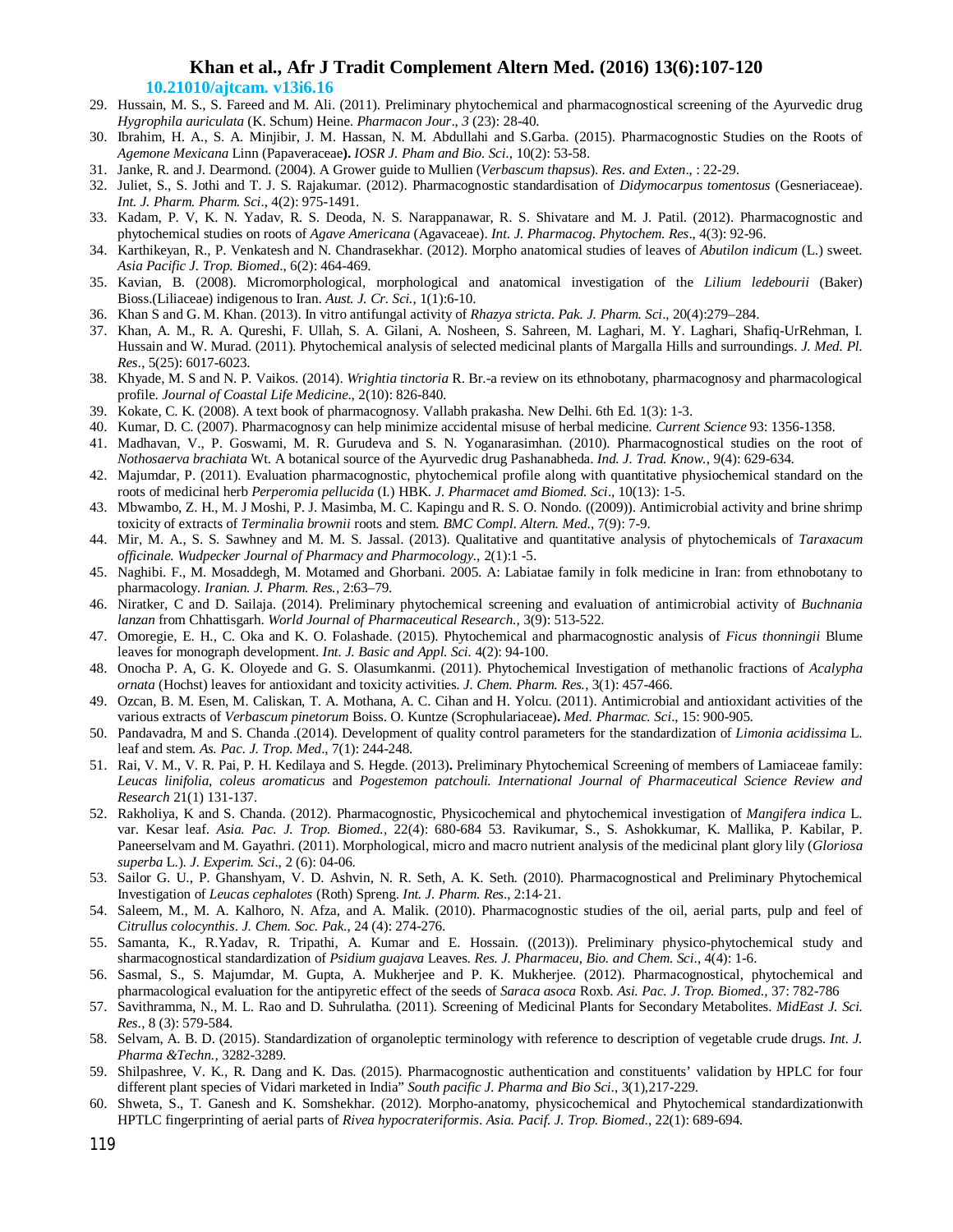29. Hussain, M. S., S. Fareed and M. Ali. (2011). Preliminary phytochemical and pharmacognostical screening of the Ayurvedic drug *Hygrophila auriculata* (K. Schum) Heine. *Pharmacon Jour*., *3* (23): 28-40.
30. Ibrahim, H. A., S. A. Minjibir, J. M. Hassan, N. M. Abdullahi and S.Garba. (2015). Pharmacognostic Studies on the Roots of *Agemone Mexicana* Linn (Papaveraceae**).** *IOSR J. Pham and Bio. Sci.,* 10(2): 53-58.
31. Janke, R. and J. Dearmond. (2004). A Grower guide to Mullien (*Verbascum thapsus*). *Res. and Exten*., : 22-29.
32. Juliet, S., S. Jothi and T. J. S. Rajakumar. (2012). Pharmacognostic standardisation of *Didymocarpus tomentosus* (Gesneriaceae). *Int. J. Pharm. Pharm. Sci*., 4(2): 975-1491.
33. Kadam, P. V, K. N. Yadav, R. S. Deoda, N. S. Narappanawar, R. S. Shivatare and M. J. Patil. (2012). Pharmacognostic and phytochemical studies on roots of *Agave Americana* (Agavaceae). *Int. J. Pharmacog. Phytochem. Res*., 4(3): 92-96.
34. Karthikeyan, R., P. Venkatesh and N. Chandrasekhar. (2012). Morpho anatomical studies of leaves of *Abutilon indicum* (L.) sweet. *Asia Pacific J. Trop. Biomed*., 6(2): 464-469.
35. Kavian, B. (2008). Micromorphological, morphological and anatomical investigation of the *Lilium ledebourii* (Baker) Bioss.(Liliaceae) indigenous to Iran. *Aust. J. Cr. Sci.,* 1(1):6-10.
36. Khan S and G. M. Khan. (2013). In vitro antifungal activity of *Rhazya stricta*. *Pak. J. Pharm. Sci*., 20(4):279–284.
37. Khan, A. M., R. A. Qureshi, F. Ullah, S. A. Gilani, A. Nosheen, S. Sahreen, M. Laghari, M. Y. Laghari, Shafiq-UrRehman, I. Hussain and W. Murad. (2011). Phytochemical analysis of selected medicinal plants of Margalla Hills and surroundings. *J. Med. Pl. Res*., 5(25): 6017-6023.
38. Khyade, M. S and N. P. Vaikos. (2014). *Wrightia tinctoria* R. Br.-a review on its ethnobotany, pharmacognosy and pharmacological profile. *Journal of Coastal Life Medicine*., 2(10): 826-840.
39. Kokate, C. K. (2008). A text book of pharmacognosy. Vallabh prakasha. New Delhi. 6th Ed. 1(3): 1-3.
40. Kumar, D. C. (2007). Pharmacognosy can help minimize accidental misuse of herbal medicine. *Current Science* 93: 1356-1358.
41. Madhavan, V., P. Goswami, M. R. Gurudeva and S. N. Yoganarasimhan. (2010). Pharmacognostical studies on the root of *Nothosaerva brachiata* Wt. A botanical source of the Ayurvedic drug Pashanabheda. *Ind. J. Trad. Know.,* 9(4): 629-634.
42. Majumdar, P. (2011). Evaluation pharmacognostic, phytochemical profile along with quantitative physiochemical standard on the roots of medicinal herb *Perperomia pellucida* (I.) HBK. *J. Pharmacet and Biomed. Sci*., 10(13): 1-5.
43. Mbwambo, Z. H., M. J Moshi, P. J. Masimba, M. C. Kapingu and R. S. O. Nondo. ((2009)). Antimicrobial activity and brine shrimp toxicity of extracts of *Terminalia brownii* roots and stem. *BMC Compl. Altern. Med.*, 7(9): 7-9.
44. Mir, M. A., S. S. Sawhney and M. M. S. Jassal. (2013). Qualitative and quantitative analysis of phytochemicals of *Taraxacum officinale. Wudpecker Journal of Pharmacy and Pharmocology.,* 2(1):1 -5.
45. Naghibi. F., M. Mosaddegh, M. Motamed and Ghorbani. 2005. A: Labiatae family in folk medicine in Iran: from ethnobotany to pharmacology. *Iranian. J. Pharm. Res.,* 2:63–79.
46. Niratker, C and D. Sailaja. (2014). Preliminary phytochemical screening and evaluation of antimicrobial activity of *Buchnania lanzan* from Chhattisgarh. *World Journal of Pharmaceutical Research.,* 3(9): 513-522.
47. Omoregie, E. H., C. Oka and K. O. Folashade. (2015). Phytochemical and pharmacognostic analysis of *Ficus thonningii* Blume leaves for monograph development. *Int. J. Basic and Appl. Sci.* 4(2): 94-100.
48. Onocha P. A, G. K. Oloyede and G. S. Olasumkanmi. (2011). Phytochemical Investigation of methanolic fractions of *Acalypha ornata* (Hochst) leaves for antioxidant and toxicity activities. *J. Chem. Pharm. Res.*, 3(1): 457-466.
49. Ozcan, B. M. Esen, M. Caliskan, T. A. Mothana, A. C. Cihan and H. Yolcu. (2011). Antimicrobial and antioxidant activities of the various extracts of *Verbascum pinetorum* Boiss. O. Kuntze (Scrophulariaceae)**.** *Med. Pharmac. Sci*., 15: 900-905.
50. Pandavadra, M and S. Chanda .(2014). Development of quality control parameters for the standardization of *Limonia acidissima* L. leaf and stem. *As. Pac. J. Trop. Med*., 7(1): 244-248.
51. Rai, V. M., V. R. Pai, P. H. Kedilaya and S. Hegde. (2013**).** Preliminary Phytochemical Screening of members of Lamiaceae family: *Leucas linifolia, coleus aromaticus* and *Pogestemon patchouli. International Journal of Pharmaceutical Science Review and Research* 21(1) 131-137.
52. Rakholiya, K and S. Chanda. (2012). Pharmacognostic, Physicochemical and phytochemical investigation of *Mangifera indica* L. var. Kesar leaf. *Asia. Pac. J. Trop. Biomed.,* 22(4): 680-684 53. Ravikumar, S., S. Ashokkumar, K. Mallika, P. Kabilar, P. Paneerselvam and M. Gayathri. (2011). Morphological, micro and macro nutrient analysis of the medicinal plant glory lily (*Gloriosa superba* L.). *J. Experim. Sci*., 2 (6): 04-06.
53. Sailor G. U., P. Ghanshyam, V. D. Ashvin, N. R. Seth, A. K. Seth. (2010). Pharmacognostical and Preliminary Phytochemical Investigation of *Leucas cephalotes* (Roth) Spreng. *Int. J. Pharm. Res*., 2:14-21.
54. Saleem, M., M. A. Kalhoro, N. Afza, and A. Malik. (2010). Pharmacognostic studies of the oil, aerial parts, pulp and feel of *Citrullus colocynthis*. *J. Chem. Soc. Pak.,* 24 (4): 274-276.
55. Samanta, K., R.Yadav, R. Tripathi, A. Kumar and E. Hossain. ((2013)). Preliminary physico-phytochemical study and sharmacognostical standardization of *Psidium guajava* Leaves. *Res. J. Pharmaceu, Bio. and Chem. Sci*., 4(4): 1-6.
56. Sasmal, S., S. Majumdar, M. Gupta, A. Mukherjee and P. K. Mukherjee. (2012). Pharmacognostical, phytochemical and pharmacological evaluation for the antipyretic effect of the seeds of *Saraca asoca* Roxb. *Asi. Pac. J. Trop. Biomed.,* 37: 782-786
57. Savithramma, N., M. L. Rao and D. Suhrulatha. (2011). Screening of Medicinal Plants for Secondary Metabolites. *MidEast J. Sci. Res*., 8 (3): 579-584.
58. Selvam, A. B. D. (2015). Standardization of organoleptic terminology with reference to description of vegetable crude drugs. *Int. J. Pharma &Techn.,* 3282-3289.
59. Shilpashree, V. K., R. Dang and K. Das. (2015). Pharmacognostic authentication and constituents' validation by HPLC for four different plant species of Vidari marketed in India" *South pacific J. Pharma and Bio Sci*., 3(1),217-229.
60. Shweta, S., T. Ganesh and K. Somshekhar. (2012). Morpho-anatomy, physicochemical and Phytochemical standardizationwith HPTLC fingerprinting of aerial parts of *Rivea hypocrateriformis*. *Asia. Pacif. J. Trop. Biomed.*, 22(1): 689-694.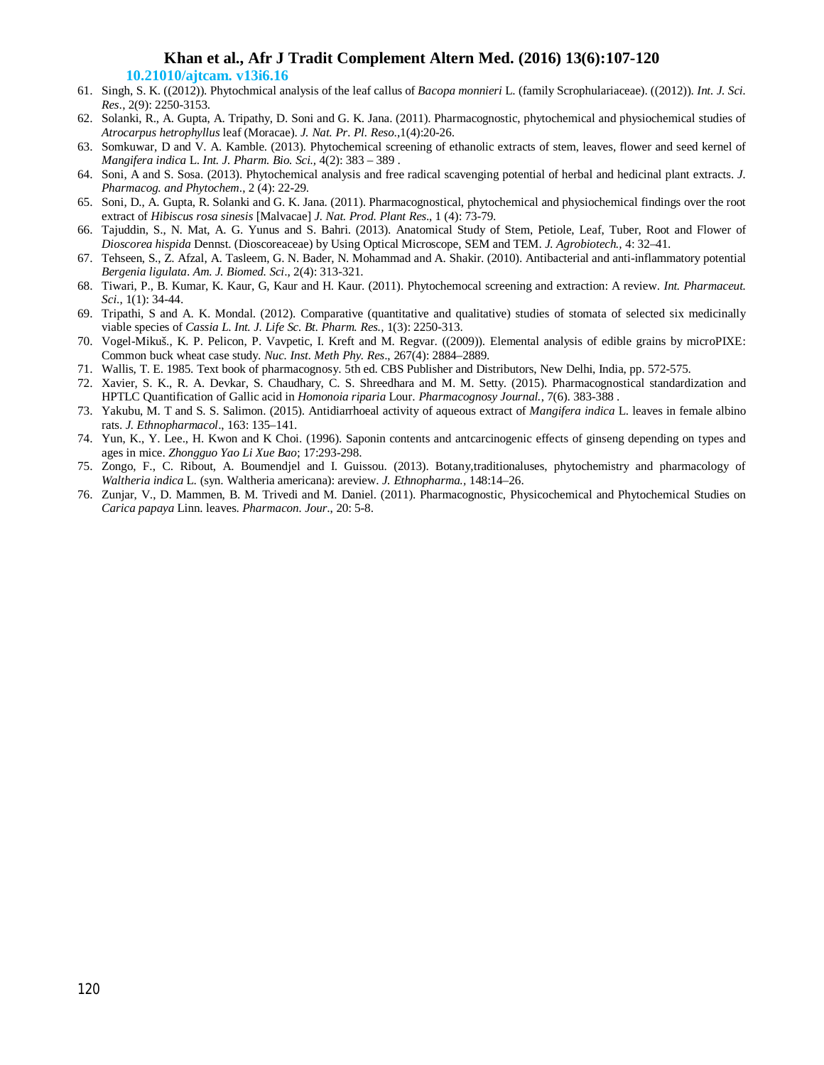61. Singh, S. K. ((2012)). Phytochmical analysis of the leaf callus of *Bacopa monnieri* L. (family Scrophulariaceae). ((2012)). *Int. J. Sci. Res*., 2(9): 2250-3153.
62. Solanki, R., A. Gupta, A. Tripathy, D. Soni and G. K. Jana. (2011). Pharmacognostic, phytochemical and physiochemical studies of *Atrocarpus hetrophyllus* leaf (Moracae). *J. Nat. Pr. Pl. Reso*.,1(4):20-26.
63. Somkuwar, D and V. A. Kamble. (2013). Phytochemical screening of ethanolic extracts of stem, leaves, flower and seed kernel of *Mangifera indica* L. *Int. J. Pharm. Bio. Sci.,* 4(2): 383 – 389 .
64. Soni, A and S. Sosa. (2013). Phytochemical analysis and free radical scavenging potential of herbal and hedicinal plant extracts. *J. Pharmacog. and Phytochem*., 2 (4): 22-29.
65. Soni, D., A. Gupta, R. Solanki and G. K. Jana. (2011). Pharmacognostical, phytochemical and physiochemical findings over the root extract of *Hibiscus rosa sinesis* [Malvacae] *J. Nat. Prod. Plant Res*., 1 (4): 73-79.
66. Tajuddin, S., N. Mat, A. G. Yunus and S. Bahri. (2013). Anatomical Study of Stem, Petiole, Leaf, Tuber, Root and Flower of *Dioscorea hispida* Dennst. (Dioscoreaceae) by Using Optical Microscope, SEM and TEM. *J. Agrobiotech.*, 4: 32–41.
67. Tehseen, S., Z. Afzal, A. Tasleem, G. N. Bader, N. Mohammad and A. Shakir. (2010). Antibacterial and anti-inflammatory potential *Bergenia ligulata*. *Am. J. Biomed. Sci*., 2(4): 313-321.
68. Tiwari, P., B. Kumar, K. Kaur, G, Kaur and H. Kaur. (2011). Phytochemocal screening and extraction: A review. *Int. Pharmaceut. Sci*., 1(1): 34-44.
69. Tripathi, S and A. K. Mondal. (2012). Comparative (quantitative and qualitative) studies of stomata of selected six medicinally viable species of *Cassia L. Int. J. Life Sc. Bt. Pharm. Res.*, 1(3): 2250-313.
70. Vogel-Mikuš., K. P. Pelicon, P. Vavpetic, I. Kreft and M. Regvar. ((2009)). Elemental analysis of edible grains by microPIXE: Common buck wheat case study. *Nuc. Inst. Meth Phy. Res*., 267(4): 2884–2889.
71. Wallis, T. E. 1985. Text book of pharmacognosy. 5th ed. CBS Publisher and Distributors, New Delhi, India, pp. 572-575.
72. Xavier, S. K., R. A. Devkar, S. Chaudhary, C. S. Shreedhara and M. M. Setty. (2015). Pharmacognostical standardization and HPTLC Quantification of Gallic acid in *Homonoia riparia* Lour. *Pharmacognosy Journal.*, 7(6). 383-388 .
73. Yakubu, M. T and S. S. Salimon. (2015). Antidiarrhoeal activity of aqueous extract of *Mangifera indica* L. leaves in female albino rats. *J. Ethnopharmacol*., 163: 135–141.
74. Yun, K., Y. Lee., H. Kwon and K Choi. (1996). Saponin contents and antcarcinogenic effects of ginseng depending on types and ages in mice. *Zhongguo Yao Li Xue Bao*; 17:293-298.
75. Zongo, F., C. Ribout, A. Boumendjel and I. Guissou. (2013). Botany,traditionaluses, phytochemistry and pharmacology of *Waltheria indica* L. (syn. Waltheria americana): areview. *J. Ethnopharma.*, 148:14–26.
76. Zunjar, V., D. Mammen, B. M. Trivedi and M. Daniel. (2011). Pharmacognostic, Physicochemical and Phytochemical Studies on *Carica papaya* Linn. leaves. *Pharmacon. Jour*., 20: 5-8.